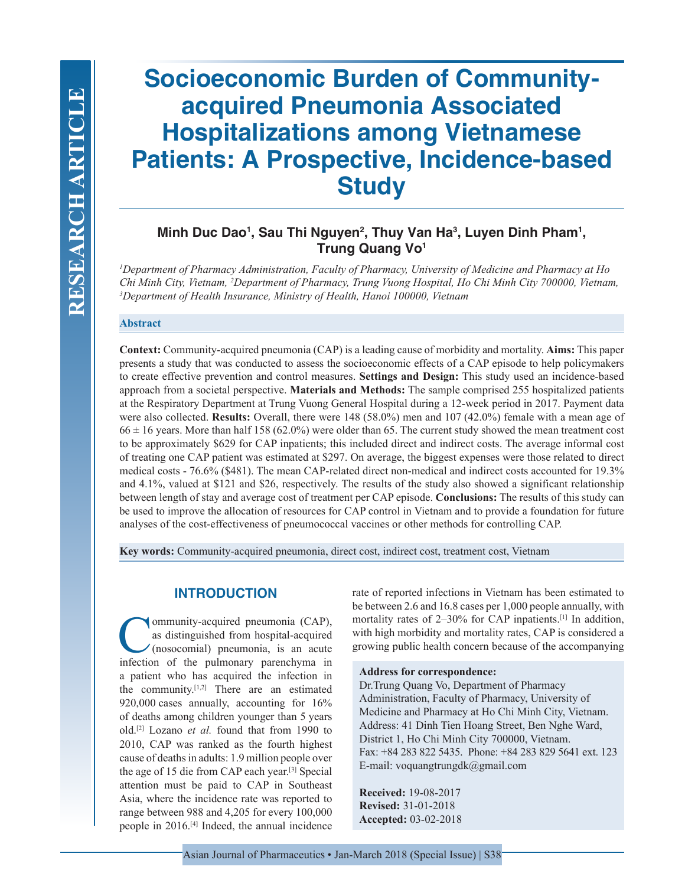# Socioeconomic Burden of Community-acquired Pneumonia Associated Hospitalizations among Vietnamese Patients: A Prospective, Incidence-based Study

**Minh Duc Dao[1], Sau Thi Nguyen[2], Thuy Van Ha[3], Luyen Dinh Pham[1], Trung Quang Vo[1]**

*[1]Department of Pharmacy Administration, Faculty of Pharmacy, University of Medicine and Pharmacy at Ho Chi Minh City, Vietnam, [2]Department of Pharmacy, Trung Vuong Hospital, Ho Chi Minh City 700000, Vietnam, [3]Department of Health Insurance, Ministry of Health, Hanoi 100000, Vietnam*

## Abstract

**Context:** Community-acquired pneumonia (CAP) is a leading cause of morbidity and mortality. **Aims:** This paper presents a study that was conducted to assess the socioeconomic effects of a CAP episode to help policymakers to create effective prevention and control measures. **Settings and Design:** This study used an incidence-based approach from a societal perspective. **Materials and Methods:** The sample comprised 255 hospitalized patients at the Respiratory Department at Trung Vuong General Hospital during a 12-week period in 2017. Payment data were also collected. **Results:** Overall, there were 148 (58.0%) men and 107 (42.0%) female with a mean age of 66 ± 16 years. More than half 158 (62.0%) were older than 65. The current study showed the mean treatment cost to be approximately \$629 for CAP inpatients; this included direct and indirect costs. The average informal cost of treating one CAP patient was estimated at \$297. On average, the biggest expenses were those related to direct medical costs - 76.6% (\$481). The mean CAP-related direct non-medical and indirect costs accounted for 19.3% and 4.1%, valued at \$121 and \$26, respectively. The results of the study also showed a significant relationship between length of stay and average cost of treatment per CAP episode. **Conclusions:** The results of this study can be used to improve the allocation of resources for CAP control in Vietnam and to provide a foundation for future analyses of the cost-effectiveness of pneumococcal vaccines or other methods for controlling CAP.

**Key words:** Community-acquired pneumonia, direct cost, indirect cost, treatment cost, Vietnam

## INTRODUCTION

Community-acquired pneumonia (CAP), as distinguished from hospital-acquired (nosocomial) pneumonia, is an acute infection of the pulmonary parenchyma in a patient who has acquired the infection in the community.[1,2] There are an estimated 920,000 cases annually, accounting for 16% of deaths among children younger than 5 years old.[2] Lozano *et al.* found that from 1990 to 2010, CAP was ranked as the fourth highest cause of deaths in adults: 1.9 million people over the age of 15 die from CAP each year.[3] Special attention must be paid to CAP in Southeast Asia, where the incidence rate was reported to range between 988 and 4,205 for every 100,000 people in 2016.[4] Indeed, the annual incidence rate of reported infections in Vietnam has been estimated to be between 2.6 and 16.8 cases per 1,000 people annually, with mortality rates of 2–30% for CAP inpatients.[1] In addition, with high morbidity and mortality rates, CAP is considered a growing public health concern because of the accompanying

**Address for correspondence:**
Dr.Trung Quang Vo, Department of Pharmacy Administration, Faculty of Pharmacy, University of Medicine and Pharmacy at Ho Chi Minh City, Vietnam. Address: 41 Dinh Tien Hoang Street, Ben Nghe Ward, District 1, Ho Chi Minh City 700000, Vietnam. Fax: +84 283 822 5435. Phone: +84 283 829 5641 ext. 123 E-mail: voquangtrungdk@gmail.com

**Received:** 19-08-2017
**Revised:** 31-01-2018
**Accepted:** 03-02-2018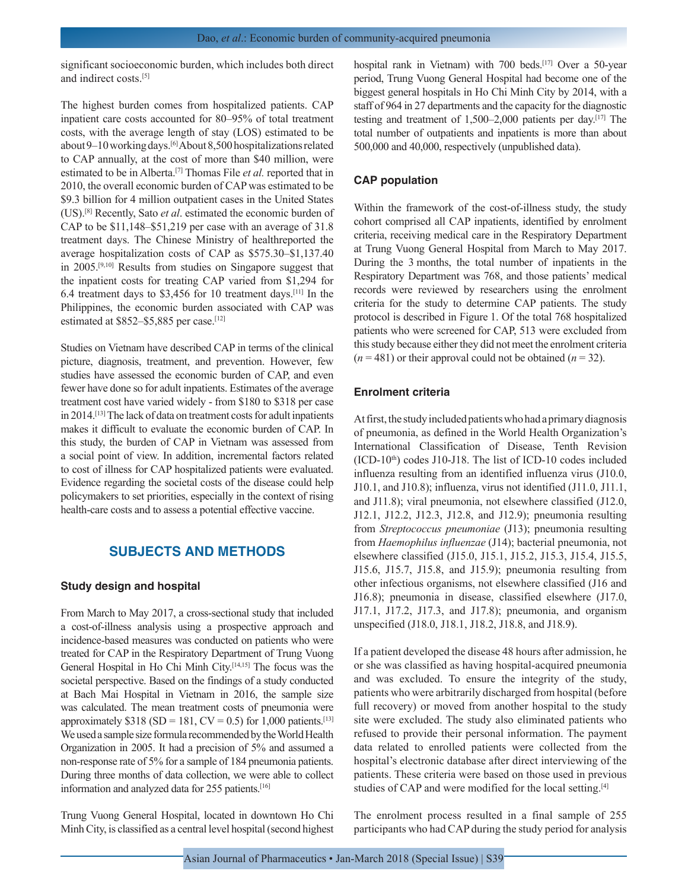significant socioeconomic burden, which includes both direct and indirect costs.[5]

The highest burden comes from hospitalized patients. CAP inpatient care costs accounted for 80–95% of total treatment costs, with the average length of stay (LOS) estimated to be about 9–10 working days.[6] About 8,500 hospitalizations related to CAP annually, at the cost of more than $40 million, were estimated to be in Alberta.[7] Thomas File *et al.* reported that in 2010, the overall economic burden of CAP was estimated to be $9.3 billion for 4 million outpatient cases in the United States (US).[8] Recently, Sato *et al*. estimated the economic burden of CAP to be $11,148–$51,219 per case with an average of 31.8 treatment days. The Chinese Ministry of healthreported the average hospitalization costs of CAP as $575.30–$1,137.40 in 2005.[9,10] Results from studies on Singapore suggest that the inpatient costs for treating CAP varied from $1,294 for 6.4 treatment days to $3,456 for 10 treatment days.[11] In the Philippines, the economic burden associated with CAP was estimated at $852–$5,885 per case.[12]

Studies on Vietnam have described CAP in terms of the clinical picture, diagnosis, treatment, and prevention. However, few studies have assessed the economic burden of CAP, and even fewer have done so for adult inpatients. Estimates of the average treatment cost have varied widely - from $180 to $318 per case in 2014.[13] The lack of data on treatment costs for adult inpatients makes it difficult to evaluate the economic burden of CAP. In this study, the burden of CAP in Vietnam was assessed from a social point of view. In addition, incremental factors related to cost of illness for CAP hospitalized patients were evaluated. Evidence regarding the societal costs of the disease could help policymakers to set priorities, especially in the context of rising health-care costs and to assess a potential effective vaccine.

## SUBJECTS AND METHODS

### Study design and hospital

From March to May 2017, a cross-sectional study that included a cost-of-illness analysis using a prospective approach and incidence-based measures was conducted on patients who were treated for CAP in the Respiratory Department of Trung Vuong General Hospital in Ho Chi Minh City.[14,15] The focus was the societal perspective. Based on the findings of a study conducted at Bach Mai Hospital in Vietnam in 2016, the sample size was calculated. The mean treatment costs of pneumonia were approximately $318 (SD = 181, CV = 0.5) for 1,000 patients.[13] We used a sample size formula recommended by the World Health Organization in 2005. It had a precision of 5% and assumed a non-response rate of 5% for a sample of 184 pneumonia patients. During three months of data collection, we were able to collect information and analyzed data for 255 patients.[16]

Trung Vuong General Hospital, located in downtown Ho Chi Minh City, is classified as a central level hospital (second highest hospital rank in Vietnam) with 700 beds.[17] Over a 50-year period, Trung Vuong General Hospital had become one of the biggest general hospitals in Ho Chi Minh City by 2014, with a staff of 964 in 27 departments and the capacity for the diagnostic testing and treatment of 1,500–2,000 patients per day.[17] The total number of outpatients and inpatients is more than about 500,000 and 40,000, respectively (unpublished data).

### CAP population

Within the framework of the cost-of-illness study, the study cohort comprised all CAP inpatients, identified by enrolment criteria, receiving medical care in the Respiratory Department at Trung Vuong General Hospital from March to May 2017. During the 3 months, the total number of inpatients in the Respiratory Department was 768, and those patients' medical records were reviewed by researchers using the enrolment criteria for the study to determine CAP patients. The study protocol is described in Figure 1. Of the total 768 hospitalized patients who were screened for CAP, 513 were excluded from this study because either they did not meet the enrolment criteria ($n = 481$) or their approval could not be obtained ($n = 32$).

### Enrolment criteria

At first, the study included patients who had a primary diagnosis of pneumonia, as defined in the World Health Organization's International Classification of Disease, Tenth Revision (ICD-10th) codes J10-J18. The list of ICD-10 codes included influenza resulting from an identified influenza virus (J10.0, J10.1, and J10.8); influenza, virus not identified (J11.0, J11.1, and J11.8); viral pneumonia, not elsewhere classified (J12.0, J12.1, J12.2, J12.3, J12.8, and J12.9); pneumonia resulting from *Streptococcus pneumoniae* (J13); pneumonia resulting from *Haemophilus influenzae* (J14); bacterial pneumonia, not elsewhere classified (J15.0, J15.1, J15.2, J15.3, J15.4, J15.5, J15.6, J15.7, J15.8, and J15.9); pneumonia resulting from other infectious organisms, not elsewhere classified (J16 and J16.8); pneumonia in disease, classified elsewhere (J17.0, J17.1, J17.2, J17.3, and J17.8); pneumonia, and organism unspecified (J18.0, J18.1, J18.2, J18.8, and J18.9).

If a patient developed the disease 48 hours after admission, he or she was classified as having hospital-acquired pneumonia and was excluded. To ensure the integrity of the study, patients who were arbitrarily discharged from hospital (before full recovery) or moved from another hospital to the study site were excluded. The study also eliminated patients who refused to provide their personal information. The payment data related to enrolled patients were collected from the hospital's electronic database after direct interviewing of the patients. These criteria were based on those used in previous studies of CAP and were modified for the local setting.[4]

The enrolment process resulted in a final sample of 255 participants who had CAP during the study period for analysis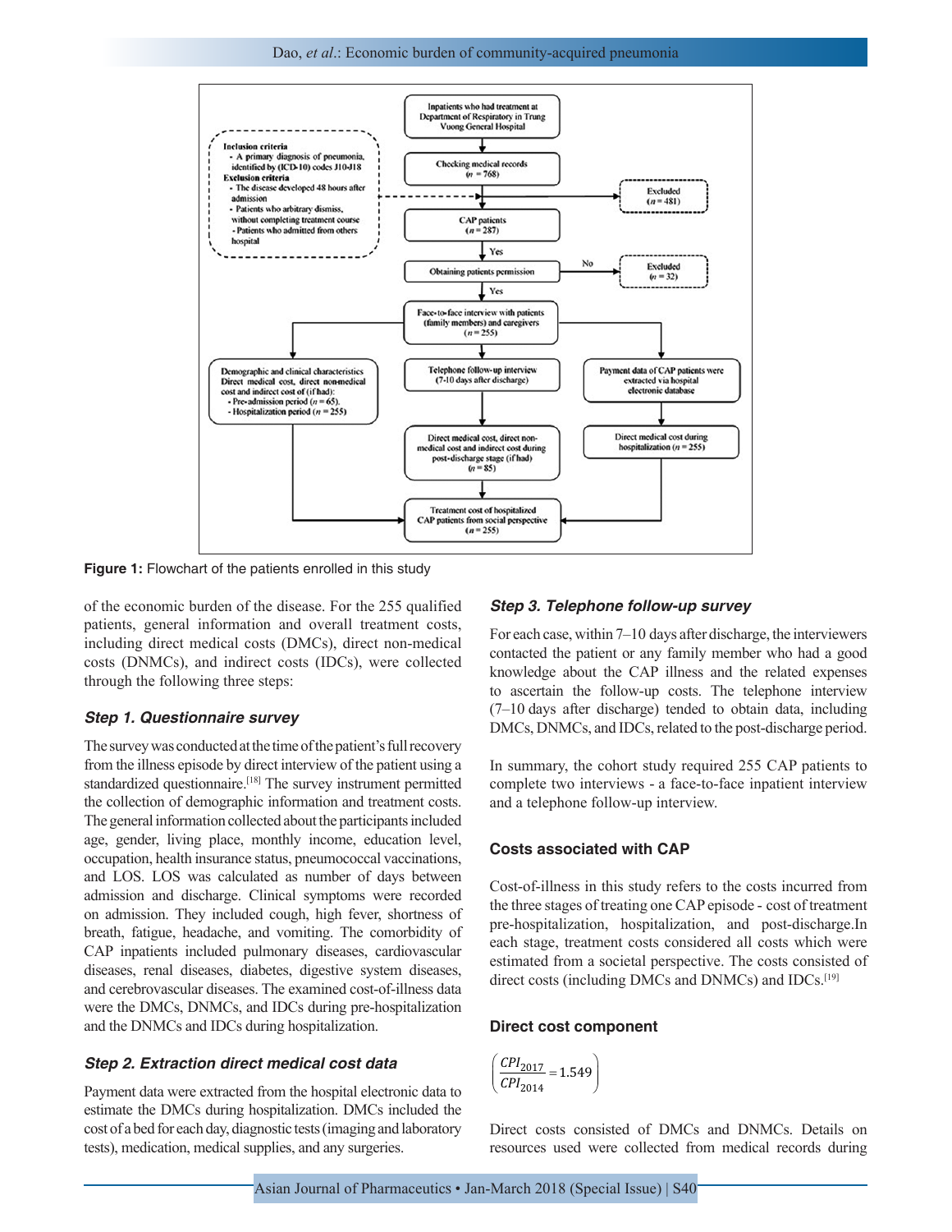Figure 1: Flowchart of the patients enrolled in this study

of the economic burden of the disease. For the 255 qualified patients, general information and overall treatment costs, including direct medical costs (DMCs), direct non-medical costs (DNMCs), and indirect costs (IDCs), were collected through the following three steps:

### *Step 1. Questionnaire survey*

The survey was conducted at the time of the patient's full recovery from the illness episode by direct interview of the patient using a standardized questionnaire.[18] The survey instrument permitted the collection of demographic information and treatment costs. The general information collected about the participants included age, gender, living place, monthly income, education level, occupation, health insurance status, pneumococcal vaccinations, and LOS. LOS was calculated as number of days between admission and discharge. Clinical symptoms were recorded on admission. They included cough, high fever, shortness of breath, fatigue, headache, and vomiting. The comorbidity of CAP inpatients included pulmonary diseases, cardiovascular diseases, renal diseases, diabetes, digestive system diseases, and cerebrovascular diseases. The examined cost-of-illness data were the DMCs, DNMCs, and IDCs during pre-hospitalization and the DNMCs and IDCs during hospitalization.

### *Step 2. Extraction direct medical cost data*

Payment data were extracted from the hospital electronic data to estimate the DMCs during hospitalization. DMCs included the cost of a bed for each day, diagnostic tests (imaging and laboratory tests), medication, medical supplies, and any surgeries.

### *Step 3. Telephone follow-up survey*

For each case, within 7–10 days after discharge, the interviewers contacted the patient or any family member who had a good knowledge about the CAP illness and the related expenses to ascertain the follow-up costs. The telephone interview (7–10 days after discharge) tended to obtain data, including DMCs, DNMCs, and IDCs, related to the post-discharge period.

In summary, the cohort study required 255 CAP patients to complete two interviews - a face-to-face inpatient interview and a telephone follow-up interview.

### Costs associated with CAP

Cost-of-illness in this study refers to the costs incurred from the three stages of treating one CAP episode - cost of treatment pre-hospitalization, hospitalization, and post-discharge.In each stage, treatment costs considered all costs which were estimated from a societal perspective. The costs consisted of direct costs (including DMCs and DNMCs) and IDCs.[19]

### Direct cost component

$$\left(\frac{CPI_{2017}}{CPI_{2014}} = 1.549\right)$$

Direct costs consisted of DMCs and DNMCs. Details on resources used were collected from medical records during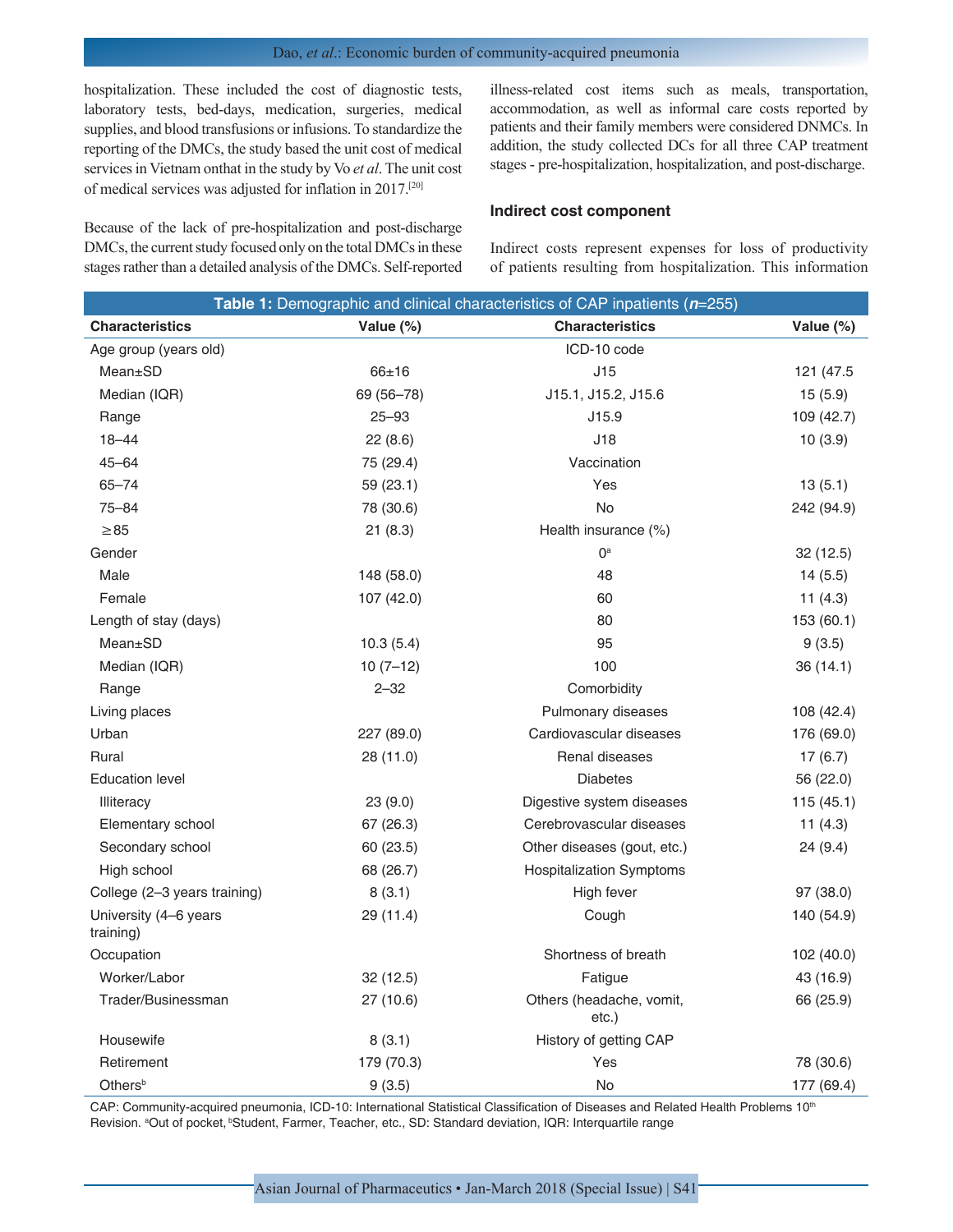hospitalization. These included the cost of diagnostic tests, laboratory tests, bed-days, medication, surgeries, medical supplies, and blood transfusions or infusions. To standardize the reporting of the DMCs, the study based the unit cost of medical services in Vietnam onthat in the study by Vo *et al*. The unit cost of medical services was adjusted for inflation in 2017.[20]

Because of the lack of pre-hospitalization and post-discharge DMCs, the current study focused only on the total DMCs in these stages rather than a detailed analysis of the DMCs. Self-reported illness-related cost items such as meals, transportation, accommodation, as well as informal care costs reported by patients and their family members were considered DNMCs. In addition, the study collected DCs for all three CAP treatment stages - pre-hospitalization, hospitalization, and post-discharge.

### Indirect cost component

Indirect costs represent expenses for loss of productivity of patients resulting from hospitalization. This information

**Table 1:** Demographic and clinical characteristics of CAP inpatients (*n*=255)

| Characteristics | Value (%) | Characteristics | Value (%) |
|---|---|---|---|
| Age group (years old) | | ICD-10 code | |
| Mean±SD | 66±16 | J15 | 121 (47.5 |
| Median (IQR) | 69 (56–78) | J15.1, J15.2, J15.6 | 15 (5.9) |
| Range | 25–93 | J15.9 | 109 (42.7) |
| 18–44 | 22 (8.6) | J18 | 10 (3.9) |
| 45–64 | 75 (29.4) | Vaccination | |
| 65–74 | 59 (23.1) | Yes | 13 (5.1) |
| 75–84 | 78 (30.6) | No | 242 (94.9) |
| ≥85 | 21 (8.3) | Health insurance (%) | |
| Gender | | 0[a] | 32 (12.5) |
| Male | 148 (58.0) | 48 | 14 (5.5) |
| Female | 107 (42.0) | 60 | 11 (4.3) |
| Length of stay (days) | | 80 | 153 (60.1) |
| Mean±SD | 10.3 (5.4) | 95 | 9 (3.5) |
| Median (IQR) | 10 (7–12) | 100 | 36 (14.1) |
| Range | 2–32 | Comorbidity | |
| Living places | | Pulmonary diseases | 108 (42.4) |
| Urban | 227 (89.0) | Cardiovascular diseases | 176 (69.0) |
| Rural | 28 (11.0) | Renal diseases | 17 (6.7) |
| Education level | | Diabetes | 56 (22.0) |
| Illiteracy | 23 (9.0) | Digestive system diseases | 115 (45.1) |
| Elementary school | 67 (26.3) | Cerebrovascular diseases | 11 (4.3) |
| Secondary school | 60 (23.5) | Other diseases (gout, etc.) | 24 (9.4) |
| High school | 68 (26.7) | Hospitalization Symptoms | |
| College (2–3 years training) | 8 (3.1) | High fever | 97 (38.0) |
| University (4–6 years training) | 29 (11.4) | Cough | 140 (54.9) |
| Occupation | | Shortness of breath | 102 (40.0) |
| Worker/Labor | 32 (12.5) | Fatigue | 43 (16.9) |
| Trader/Businessman | 27 (10.6) | Others (headache, vomit, etc.) | 66 (25.9) |
| Housewife | 8 (3.1) | History of getting CAP | |
| Retirement | 179 (70.3) | Yes | 78 (30.6) |
| Others[b] | 9 (3.5) | No | 177 (69.4) |

CAP: Community-acquired pneumonia, ICD-10: International Statistical Classification of Diseases and Related Health Problems 10th Revision. [a]Out of pocket, [b]Student, Farmer, Teacher, etc., SD: Standard deviation, IQR: Interquartile range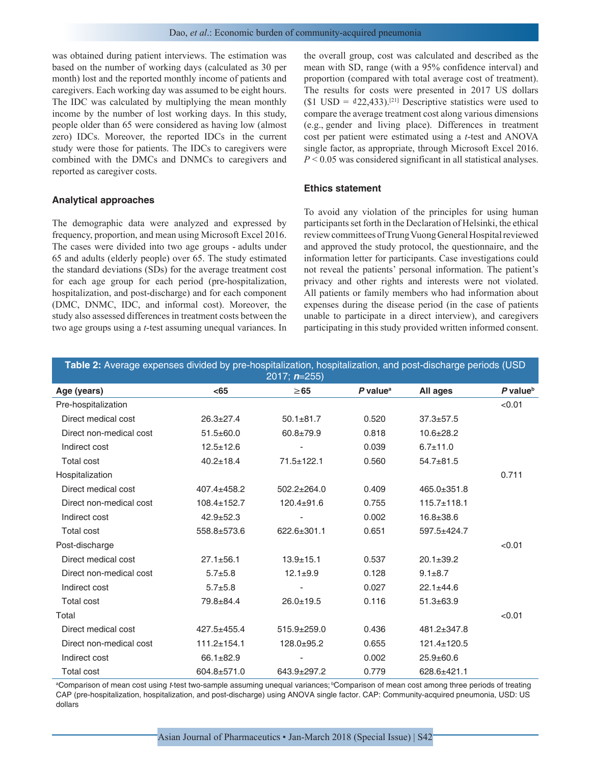was obtained during patient interviews. The estimation was based on the number of working days (calculated as 30 per month) lost and the reported monthly income of patients and caregivers. Each working day was assumed to be eight hours. The IDC was calculated by multiplying the mean monthly income by the number of lost working days. In this study, people older than 65 were considered as having low (almost zero) IDCs. Moreover, the reported IDCs in the current study were those for patients. The IDCs to caregivers were combined with the DMCs and DNMCs to caregivers and reported as caregiver costs.

### Analytical approaches

The demographic data were analyzed and expressed by frequency, proportion, and mean using Microsoft Excel 2016. The cases were divided into two age groups - adults under 65 and adults (elderly people) over 65. The study estimated the standard deviations (SDs) for the average treatment cost for each age group for each period (pre-hospitalization, hospitalization, and post-discharge) and for each component (DMC, DNMC, IDC, and informal cost). Moreover, the study also assessed differences in treatment costs between the two age groups using a *t*-test assuming unequal variances. In the overall group, cost was calculated and described as the mean with SD, range (with a 95% confidence interval) and proportion (compared with total average cost of treatment). The results for costs were presented in 2017 US dollars ($1 USD = ₫22,433).[21] Descriptive statistics were used to compare the average treatment cost along various dimensions (e.g., gender and living place). Differences in treatment cost per patient were estimated using a *t*-test and ANOVA single factor, as appropriate, through Microsoft Excel 2016. $P < 0.05$ was considered significant in all statistical analyses.

### Ethics statement

To avoid any violation of the principles for using human participants set forth in the Declaration of Helsinki, the ethical review committees of Trung Vuong General Hospital reviewed and approved the study protocol, the questionnaire, and the information letter for participants. Case investigations could not reveal the patients' personal information. The patient's privacy and other rights and interests were not violated. All patients or family members who had information about expenses during the disease period (in the case of patients unable to participate in a direct interview), and caregivers participating in this study provided written informed consent.

**Table 2:** Average expenses divided by pre-hospitalization, hospitalization, and post-discharge periods (USD 2017; ***n***=255)

| Age (years) | <65 | ≥65 | *P* value[a] | All ages | *P* value[b] |
|---|---|---|---|---|---|
| Pre-hospitalization | | | | | <0.01 |
| Direct medical cost | 26.3±27.4 | 50.1±81.7 | 0.520 | 37.3±57.5 | |
| Direct non-medical cost | 51.5±60.0 | 60.8±79.9 | 0.818 | 10.6±28.2 | |
| Indirect cost | 12.5±12.6 | - | 0.039 | 6.7±11.0 | |
| Total cost | 40.2±18.4 | 71.5±122.1 | 0.560 | 54.7±81.5 | |
| Hospitalization | | | | | 0.711 |
| Direct medical cost | 407.4±458.2 | 502.2±264.0 | 0.409 | 465.0±351.8 | |
| Direct non-medical cost | 108.4±152.7 | 120.4±91.6 | 0.755 | 115.7±118.1 | |
| Indirect cost | 42.9±52.3 | - | 0.002 | 16.8±38.6 | |
| Total cost | 558.8±573.6 | 622.6±301.1 | 0.651 | 597.5±424.7 | |
| Post-discharge | | | | | <0.01 |
| Direct medical cost | 27.1±56.1 | 13.9±15.1 | 0.537 | 20.1±39.2 | |
| Direct non-medical cost | 5.7±5.8 | 12.1±9.9 | 0.128 | 9.1±8.7 | |
| Indirect cost | 5.7±5.8 | - | 0.027 | 22.1±44.6 | |
| Total cost | 79.8±84.4 | 26.0±19.5 | 0.116 | 51.3±63.9 | |
| Total | | | | | <0.01 |
| Direct medical cost | 427.5±455.4 | 515.9±259.0 | 0.436 | 481.2±347.8 | |
| Direct non-medical cost | 111.2±154.1 | 128.0±95.2 | 0.655 | 121.4±120.5 | |
| Indirect cost | 66.1±82.9 | - | 0.002 | 25.9±60.6 | |
| Total cost | 604.8±571.0 | 643.9±297.2 | 0.779 | 628.6±421.1 | |

[a]Comparison of mean cost using *t*-test two-sample assuming unequal variances; [b]Comparison of mean cost among three periods of treating CAP (pre-hospitalization, hospitalization, and post-discharge) using ANOVA single factor. CAP: Community-acquired pneumonia, USD: US dollars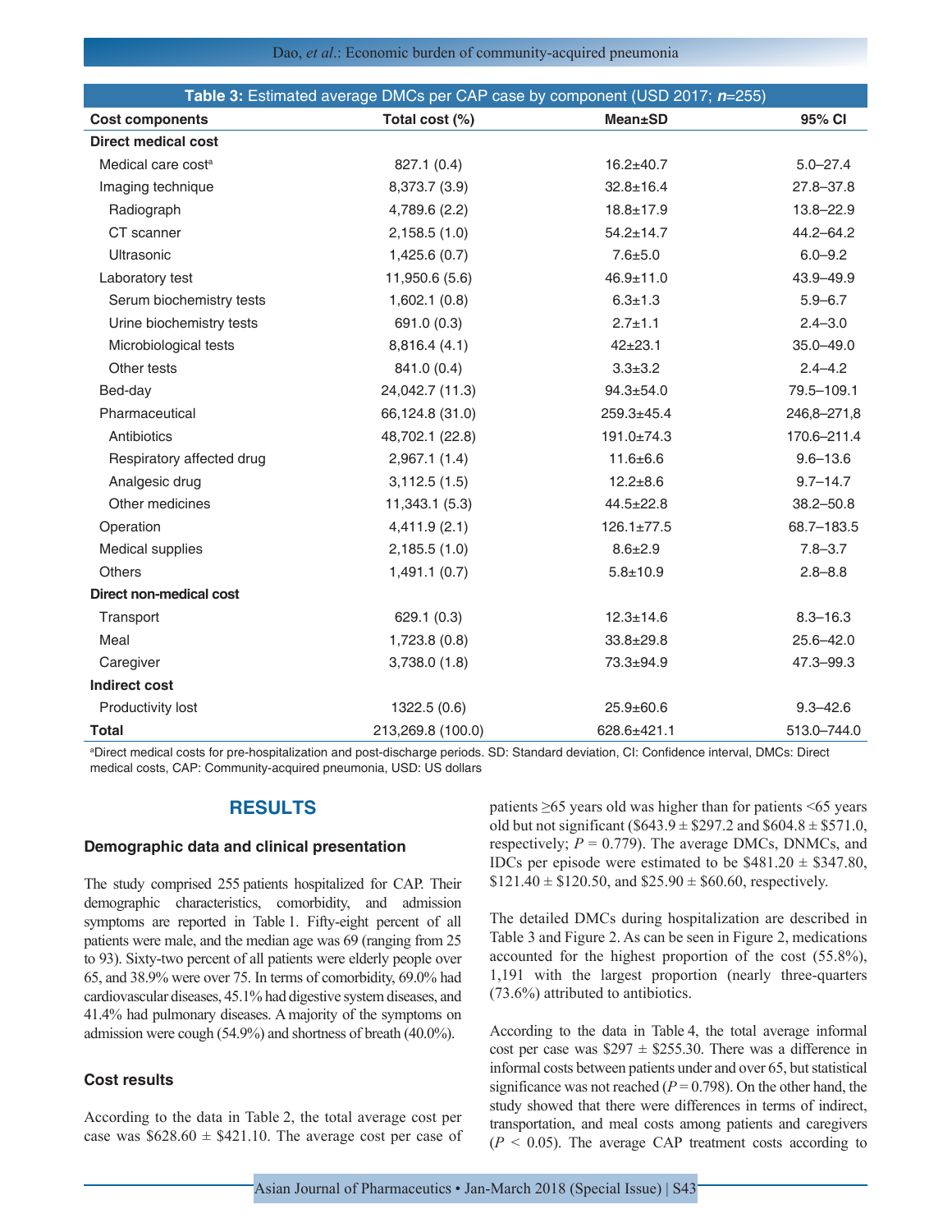**Table 3:** Estimated average DMCs per CAP case by component (USD 2017; *n*=255)

| Cost components | Total cost (%) | Mean±SD | 95% CI |
|---|---|---|---|
| **Direct medical cost** | | | |
| Medical care cost[a] | 827.1 (0.4) | 16.2±40.7 | 5.0–27.4 |
| Imaging technique | 8,373.7 (3.9) | 32.8±16.4 | 27.8–37.8 |
| Radiograph | 4,789.6 (2.2) | 18.8±17.9 | 13.8–22.9 |
| CT scanner | 2,158.5 (1.0) | 54.2±14.7 | 44.2–64.2 |
| Ultrasonic | 1,425.6 (0.7) | 7.6±5.0 | 6.0–9.2 |
| Laboratory test | 11,950.6 (5.6) | 46.9±11.0 | 43.9–49.9 |
| Serum biochemistry tests | 1,602.1 (0.8) | 6.3±1.3 | 5.9–6.7 |
| Urine biochemistry tests | 691.0 (0.3) | 2.7±1.1 | 2.4–3.0 |
| Microbiological tests | 8,816.4 (4.1) | 42±23.1 | 35.0–49.0 |
| Other tests | 841.0 (0.4) | 3.3±3.2 | 2.4–4.2 |
| Bed-day | 24,042.7 (11.3) | 94.3±54.0 | 79.5–109.1 |
| Pharmaceutical | 66,124.8 (31.0) | 259.3±45.4 | 246,8–271,8 |
| Antibiotics | 48,702.1 (22.8) | 191.0±74.3 | 170.6–211.4 |
| Respiratory affected drug | 2,967.1 (1.4) | 11.6±6.6 | 9.6–13.6 |
| Analgesic drug | 3,112.5 (1.5) | 12.2±8.6 | 9.7–14.7 |
| Other medicines | 11,343.1 (5.3) | 44.5±22.8 | 38.2–50.8 |
| Operation | 4,411.9 (2.1) | 126.1±77.5 | 68.7–183.5 |
| Medical supplies | 2,185.5 (1.0) | 8.6±2.9 | 7.8–3.7 |
| Others | 1,491.1 (0.7) | 5.8±10.9 | 2.8–8.8 |
| **Direct non-medical cost** | | | |
| Transport | 629.1 (0.3) | 12.3±14.6 | 8.3–16.3 |
| Meal | 1,723.8 (0.8) | 33.8±29.8 | 25.6–42.0 |
| Caregiver | 3,738.0 (1.8) | 73.3±94.9 | 47.3–99.3 |
| **Indirect cost** | | | |
| Productivity lost | 1322.5 (0.6) | 25.9±60.6 | 9.3–42.6 |
| **Total** | 213,269.8 (100.0) | 628.6±421.1 | 513.0–744.0 |

[a]Direct medical costs for pre-hospitalization and post-discharge periods. SD: Standard deviation, CI: Confidence interval, DMCs: Direct medical costs, CAP: Community-acquired pneumonia, USD: US dollars

## RESULTS

### Demographic data and clinical presentation

The study comprised 255 patients hospitalized for CAP. Their demographic characteristics, comorbidity, and admission symptoms are reported in Table 1. Fifty-eight percent of all patients were male, and the median age was 69 (ranging from 25 to 93). Sixty-two percent of all patients were elderly people over 65, and 38.9% were over 75. In terms of comorbidity, 69.0% had cardiovascular diseases, 45.1% had digestive system diseases, and 41.4% had pulmonary diseases. A majority of the symptoms on admission were cough (54.9%) and shortness of breath (40.0%).

### Cost results

According to the data in Table 2, the total average cost per case was \$628.60 ± \$421.10. The average cost per case of patients ≥65 years old was higher than for patients <65 years old but not significant (\$643.9 ± \$297.2 and \$604.8 ± \$571.0, respectively; $P = 0.779$). The average DMCs, DNMCs, and IDCs per episode were estimated to be \$481.20 ± \$347.80, \$121.40 ± \$120.50, and \$25.90 ± \$60.60, respectively.

The detailed DMCs during hospitalization are described in Table 3 and Figure 2. As can be seen in Figure 2, medications accounted for the highest proportion of the cost (55.8%), 1,191 with the largest proportion (nearly three-quarters (73.6%) attributed to antibiotics.

According to the data in Table 4, the total average informal cost per case was \$297 ± \$255.30. There was a difference in informal costs between patients under and over 65, but statistical significance was not reached ($P = 0.798$). On the other hand, the study showed that there were differences in terms of indirect, transportation, and meal costs among patients and caregivers ($P < 0.05$). The average CAP treatment costs according to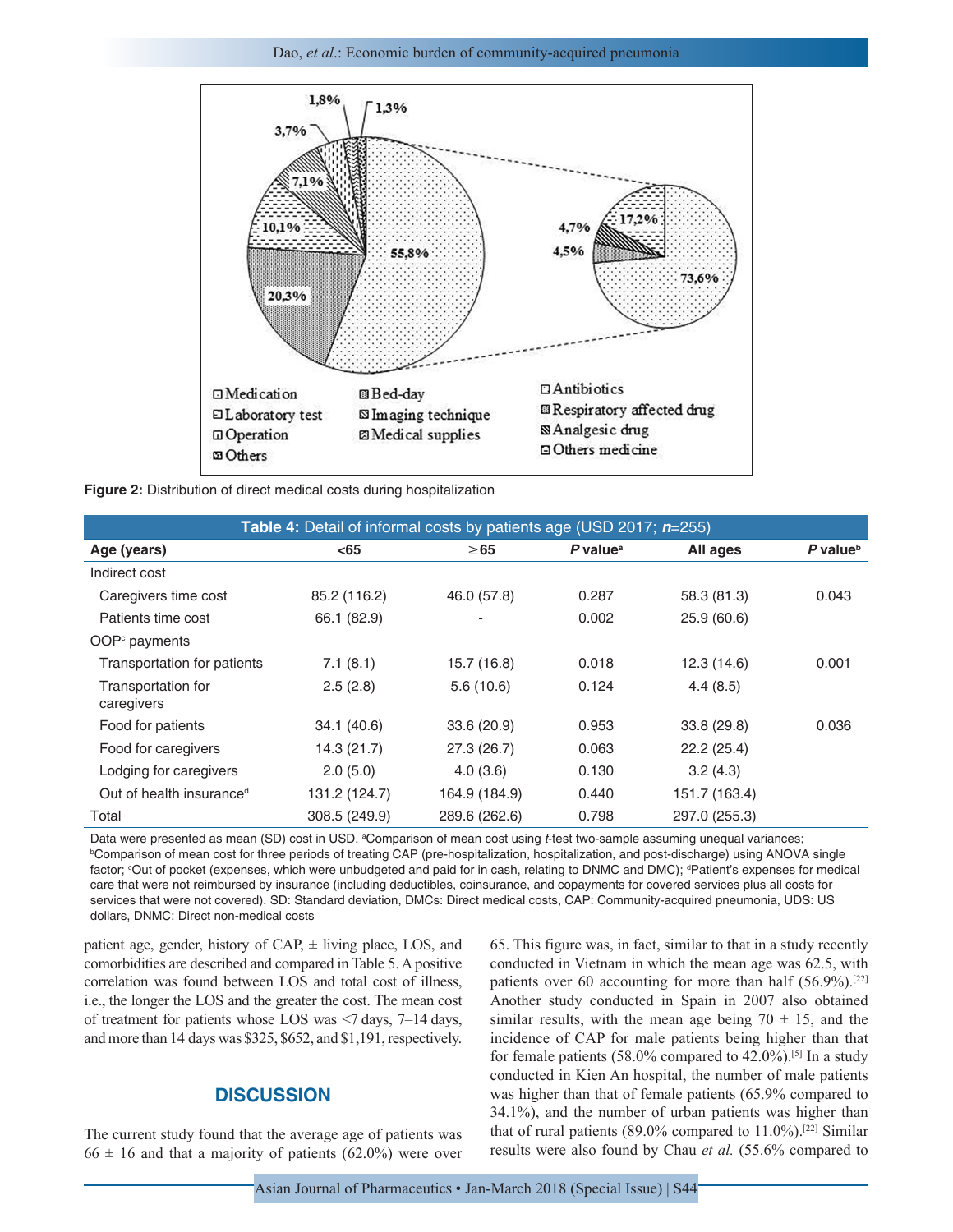Figure 2: Distribution of direct medical costs during hospitalization

**Table 4:** Detail of informal costs by patients age (USD 2017; *n*=255)

| Age (years) | <65 | ≥65 | *P* value[a] | All ages | *P* value[b] |
|---|---|---|---|---|---|
| Indirect cost | | | | | |
| Caregivers time cost | 85.2 (116.2) | 46.0 (57.8) | 0.287 | 58.3 (81.3) | 0.043 |
| Patients time cost | 66.1 (82.9) | - | 0.002 | 25.9 (60.6) | |
| OOP[c] payments | | | | | |
| Transportation for patients | 7.1 (8.1) | 15.7 (16.8) | 0.018 | 12.3 (14.6) | 0.001 |
| Transportation for caregivers | 2.5 (2.8) | 5.6 (10.6) | 0.124 | 4.4 (8.5) | |
| Food for patients | 34.1 (40.6) | 33.6 (20.9) | 0.953 | 33.8 (29.8) | 0.036 |
| Food for caregivers | 14.3 (21.7) | 27.3 (26.7) | 0.063 | 22.2 (25.4) | |
| Lodging for caregivers | 2.0 (5.0) | 4.0 (3.6) | 0.130 | 3.2 (4.3) | |
| Out of health insurance[d] | 131.2 (124.7) | 164.9 (184.9) | 0.440 | 151.7 (163.4) | |
| Total | 308.5 (249.9) | 289.6 (262.6) | 0.798 | 297.0 (255.3) | |

Data were presented as mean (SD) cost in USD. [a]Comparison of mean cost using *t*-test two-sample assuming unequal variances; [b]Comparison of mean cost for three periods of treating CAP (pre-hospitalization, hospitalization, and post-discharge) using ANOVA single factor; [c]Out of pocket (expenses, which were unbudgeted and paid for in cash, relating to DNMC and DMC); [d]Patient's expenses for medical care that were not reimbursed by insurance (including deductibles, coinsurance, and copayments for covered services plus all costs for services that were not covered). SD: Standard deviation, DMCs: Direct medical costs, CAP: Community-acquired pneumonia, UDS: US dollars, DNMC: Direct non-medical costs

patient age, gender, history of CAP, ± living place, LOS, and comorbidities are described and compared in Table 5. A positive correlation was found between LOS and total cost of illness, i.e., the longer the LOS and the greater the cost. The mean cost of treatment for patients whose LOS was <7 days, 7–14 days, and more than 14 days was $325, $652, and $1,191, respectively.

## DISCUSSION

The current study found that the average age of patients was 66 ± 16 and that a majority of patients (62.0%) were over 65. This figure was, in fact, similar to that in a study recently conducted in Vietnam in which the mean age was 62.5, with patients over 60 accounting for more than half (56.9%).[22] Another study conducted in Spain in 2007 also obtained similar results, with the mean age being 70 ± 15, and the incidence of CAP for male patients being higher than that for female patients (58.0% compared to 42.0%).[5] In a study conducted in Kien An hospital, the number of male patients was higher than that of female patients (65.9% compared to 34.1%), and the number of urban patients was higher than that of rural patients (89.0% compared to 11.0%).[22] Similar results were also found by Chau *et al.* (55.6% compared to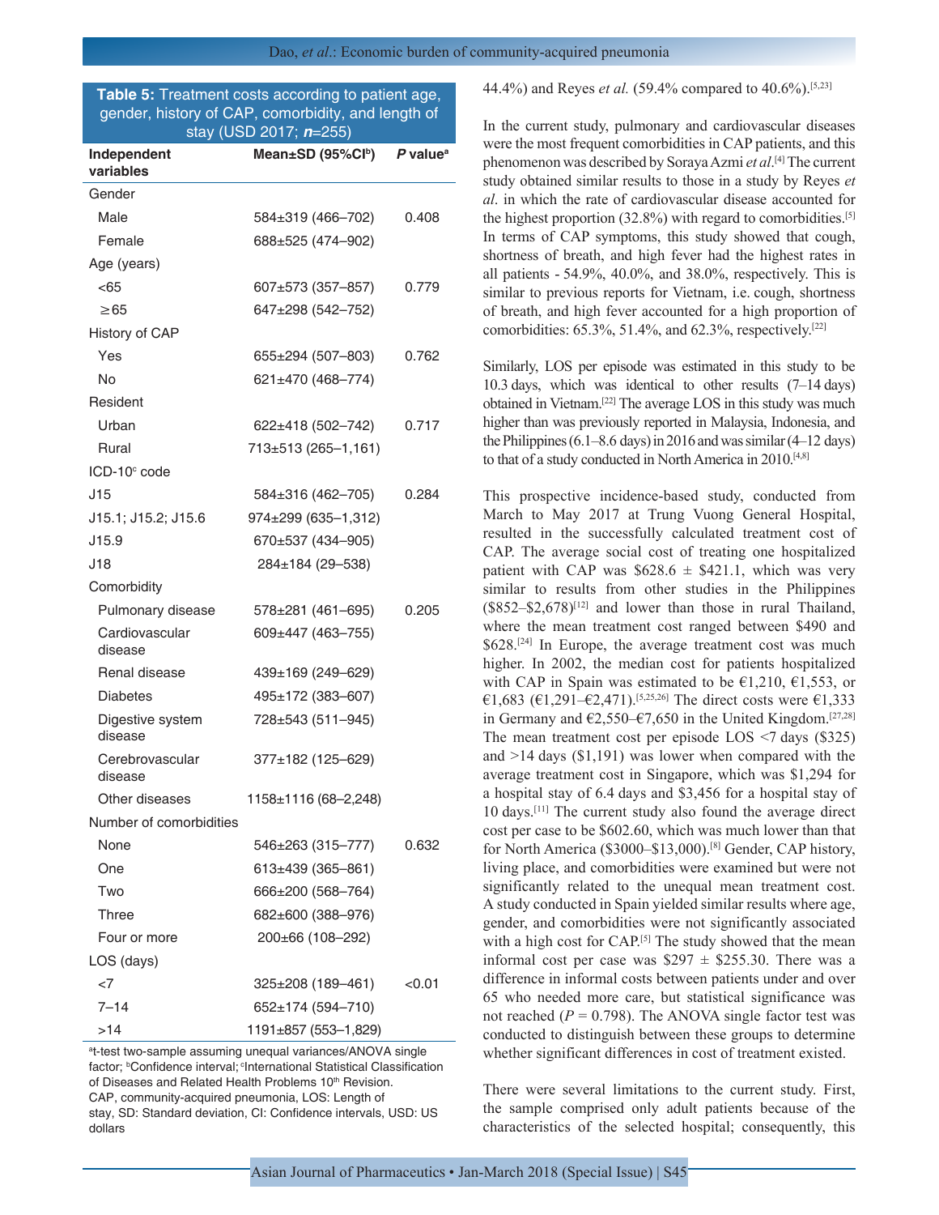**Table 5:** Treatment costs according to patient age, gender, history of CAP, comorbidity, and length of stay (USD 2017; *n*=255)

| Independent variables | Mean±SD (95%CI[b]) | P value[a] |
|---|---|---|
| Gender | | |
| Male | 584±319 (466–702) | 0.408 |
| Female | 688±525 (474–902) | |
| Age (years) | | |
| <65 | 607±573 (357–857) | 0.779 |
| ≥65 | 647±298 (542–752) | |
| History of CAP | | |
| Yes | 655±294 (507–803) | 0.762 |
| No | 621±470 (468–774) | |
| Resident | | |
| Urban | 622±418 (502–742) | 0.717 |
| Rural | 713±513 (265–1,161) | |
| ICD-10[c] code | | |
| J15 | 584±316 (462–705) | 0.284 |
| J15.1; J15.2; J15.6 | 974±299 (635–1,312) | |
| J15.9 | 670±537 (434–905) | |
| J18 | 284±184 (29–538) | |
| Comorbidity | | |
| Pulmonary disease | 578±281 (461–695) | 0.205 |
| Cardiovascular disease | 609±447 (463–755) | |
| Renal disease | 439±169 (249–629) | |
| Diabetes | 495±172 (383–607) | |
| Digestive system disease | 728±543 (511–945) | |
| Cerebrovascular disease | 377±182 (125–629) | |
| Other diseases | 1158±1116 (68–2,248) | |
| Number of comorbidities | | |
| None | 546±263 (315–777) | 0.632 |
| One | 613±439 (365–861) | |
| Two | 666±200 (568–764) | |
| Three | 682±600 (388–976) | |
| Four or more | 200±66 (108–292) | |
| LOS (days) | | |
| <7 | 325±208 (189–461) | <0.01 |
| 7–14 | 652±174 (594–710) | |
| >14 | 1191±857 (553–1,829) | |

[a]t-test two-sample assuming unequal variances/ANOVA single factor; [b]Confidence interval; [c]International Statistical Classification of Diseases and Related Health Problems 10th Revision. CAP, community-acquired pneumonia, LOS: Length of stay, SD: Standard deviation, CI: Confidence intervals, USD: US dollars

44.4%) and Reyes *et al.* (59.4% compared to 40.6%).[5,23]

In the current study, pulmonary and cardiovascular diseases were the most frequent comorbidities in CAP patients, and this phenomenon was described by Soraya Azmi *et al*.[4] The current study obtained similar results to those in a study by Reyes *et al*. in which the rate of cardiovascular disease accounted for the highest proportion (32.8%) with regard to comorbidities.[5] In terms of CAP symptoms, this study showed that cough, shortness of breath, and high fever had the highest rates in all patients - 54.9%, 40.0%, and 38.0%, respectively. This is similar to previous reports for Vietnam, i.e. cough, shortness of breath, and high fever accounted for a high proportion of comorbidities: 65.3%, 51.4%, and 62.3%, respectively.[22]

Similarly, LOS per episode was estimated in this study to be 10.3 days, which was identical to other results (7–14 days) obtained in Vietnam.[22] The average LOS in this study was much higher than was previously reported in Malaysia, Indonesia, and the Philippines (6.1–8.6 days) in 2016 and was similar (4–12 days) to that of a study conducted in North America in 2010.[4,8]

This prospective incidence-based study, conducted from March to May 2017 at Trung Vuong General Hospital, resulted in the successfully calculated treatment cost of CAP. The average social cost of treating one hospitalized patient with CAP was $628.6 ± $421.1, which was very similar to results from other studies in the Philippines ($852–$2,678)[12] and lower than those in rural Thailand, where the mean treatment cost ranged between $490 and $628.[24] In Europe, the average treatment cost was much higher. In 2002, the median cost for patients hospitalized with CAP in Spain was estimated to be €1,210, €1,553, or €1,683 (€1,291–€2,471).[5,25,26] The direct costs were €1,333 in Germany and €2,550–€7,650 in the United Kingdom.[27,28] The mean treatment cost per episode LOS <7 days ($325) and >14 days ($1,191) was lower when compared with the average treatment cost in Singapore, which was $1,294 for a hospital stay of 6.4 days and $3,456 for a hospital stay of 10 days.[11] The current study also found the average direct cost per case to be $602.60, which was much lower than that for North America ($3000–$13,000).[8] Gender, CAP history, living place, and comorbidities were examined but were not significantly related to the unequal mean treatment cost. A study conducted in Spain yielded similar results where age, gender, and comorbidities were not significantly associated with a high cost for CAP.[5] The study showed that the mean informal cost per case was $297 ± $255.30. There was a difference in informal costs between patients under and over 65 who needed more care, but statistical significance was not reached ($P = 0.798$). The ANOVA single factor test was conducted to distinguish between these groups to determine whether significant differences in cost of treatment existed.

There were several limitations to the current study. First, the sample comprised only adult patients because of the characteristics of the selected hospital; consequently, this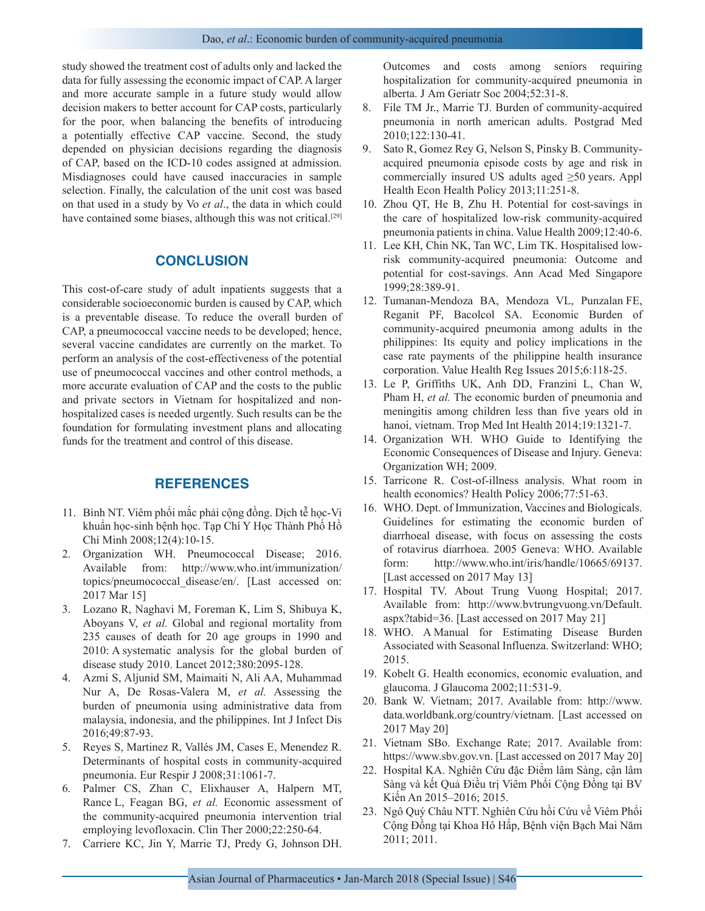study showed the treatment cost of adults only and lacked the data for fully assessing the economic impact of CAP. A larger and more accurate sample in a future study would allow decision makers to better account for CAP costs, particularly for the poor, when balancing the benefits of introducing a potentially effective CAP vaccine. Second, the study depended on physician decisions regarding the diagnosis of CAP, based on the ICD-10 codes assigned at admission. Misdiagnoses could have caused inaccuracies in sample selection. Finally, the calculation of the unit cost was based on that used in a study by Vo *et al*., the data in which could have contained some biases, although this was not critical.[29]

## CONCLUSION

This cost-of-care study of adult inpatients suggests that a considerable socioeconomic burden is caused by CAP, which is a preventable disease. To reduce the overall burden of CAP, a pneumococcal vaccine needs to be developed; hence, several vaccine candidates are currently on the market. To perform an analysis of the cost-effectiveness of the potential use of pneumococcal vaccines and other control methods, a more accurate evaluation of CAP and the costs to the public and private sectors in Vietnam for hospitalized and non-hospitalized cases is needed urgently. Such results can be the foundation for formulating investment plans and allocating funds for the treatment and control of this disease.

## REFERENCES

11. Bình NT. Viêm phổi mắc phải cộng đồng. Dịch tễ học-Vi khuẩn học-sinh bệnh học. Tạp Chí Y Học Thành Phố Hồ Chí Minh 2008;12(4):10-15.
2. Organization WH. Pneumococcal Disease; 2016. Available from: http://www.who.int/immunization/topics/pneumococcal_disease/en/. [Last accessed on: 2017 Mar 15]
3. Lozano R, Naghavi M, Foreman K, Lim S, Shibuya K, Aboyans V, *et al.* Global and regional mortality from 235 causes of death for 20 age groups in 1990 and 2010: A systematic analysis for the global burden of disease study 2010. Lancet 2012;380:2095-128.
4. Azmi S, Aljunid SM, Maimaiti N, Ali AA, Muhammad Nur A, De Rosas-Valera M, *et al.* Assessing the burden of pneumonia using administrative data from malaysia, indonesia, and the philippines. Int J Infect Dis 2016;49:87-93.
5. Reyes S, Martinez R, Vallés JM, Cases E, Menendez R. Determinants of hospital costs in community-acquired pneumonia. Eur Respir J 2008;31:1061-7.
6. Palmer CS, Zhan C, Elixhauser A, Halpern MT, Rance L, Feagan BG, *et al.* Economic assessment of the community-acquired pneumonia intervention trial employing levofloxacin. Clin Ther 2000;22:250-64.
7. Carriere KC, Jin Y, Marrie TJ, Predy G, Johnson DH. Outcomes and costs among seniors requiring hospitalization for community-acquired pneumonia in alberta. J Am Geriatr Soc 2004;52:31-8.
8. File TM Jr., Marrie TJ. Burden of community-acquired pneumonia in north american adults. Postgrad Med 2010;122:130-41.
9. Sato R, Gomez Rey G, Nelson S, Pinsky B. Community-acquired pneumonia episode costs by age and risk in commercially insured US adults aged ≥50 years. Appl Health Econ Health Policy 2013;11:251-8.
10. Zhou QT, He B, Zhu H. Potential for cost-savings in the care of hospitalized low-risk community-acquired pneumonia patients in china. Value Health 2009;12:40-6.
11. Lee KH, Chin NK, Tan WC, Lim TK. Hospitalised low-risk community-acquired pneumonia: Outcome and potential for cost-savings. Ann Acad Med Singapore 1999;28:389-91.
12. Tumanan-Mendoza BA, Mendoza VL, Punzalan FE, Reganit PF, Bacolcol SA. Economic Burden of community-acquired pneumonia among adults in the philippines: Its equity and policy implications in the case rate payments of the philippine health insurance corporation. Value Health Reg Issues 2015;6:118-25.
13. Le P, Griffiths UK, Anh DD, Franzini L, Chan W, Pham H, *et al.* The economic burden of pneumonia and meningitis among children less than five years old in hanoi, vietnam. Trop Med Int Health 2014;19:1321-7.
14. Organization WH. WHO Guide to Identifying the Economic Consequences of Disease and Injury. Geneva: Organization WH; 2009.
15. Tarricone R. Cost-of-illness analysis. What room in health economics? Health Policy 2006;77:51-63.
16. WHO. Dept. of Immunization, Vaccines and Biologicals. Guidelines for estimating the economic burden of diarrhoeal disease, with focus on assessing the costs of rotavirus diarrhoea. 2005 Geneva: WHO. Available form: http://www.who.int/iris/handle/10665/69137. [Last accessed on 2017 May 13]
17. Hospital TV. About Trung Vuong Hospital; 2017. Available from: http://www.bvtrungvuong.vn/Default.aspx?tabid=36. [Last accessed on 2017 May 21]
18. WHO. A Manual for Estimating Disease Burden Associated with Seasonal Influenza. Switzerland: WHO; 2015.
19. Kobelt G. Health economics, economic evaluation, and glaucoma. J Glaucoma 2002;11:531-9.
20. Bank W. Vietnam; 2017. Available from: http://www.data.worldbank.org/country/vietnam. [Last accessed on 2017 May 20]
21. Vietnam SBo. Exchange Rate; 2017. Available from: https://www.sbv.gov.vn. [Last accessed on 2017 May 20]
22. Hospital KA. Nghiên Cứu đặc Điểm lâm Sàng, cận lâm Sàng và kết Quả Điều trị Viêm Phổi Cộng Đồng tại BV Kiến An 2015–2016; 2015.
23. Ngô Quý Châu NTT. Nghiên Cứu hồi Cứu về Viêm Phổi Cộng Đồng tại Khoa Hô Hấp, Bệnh viện Bạch Mai Năm 2011; 2011.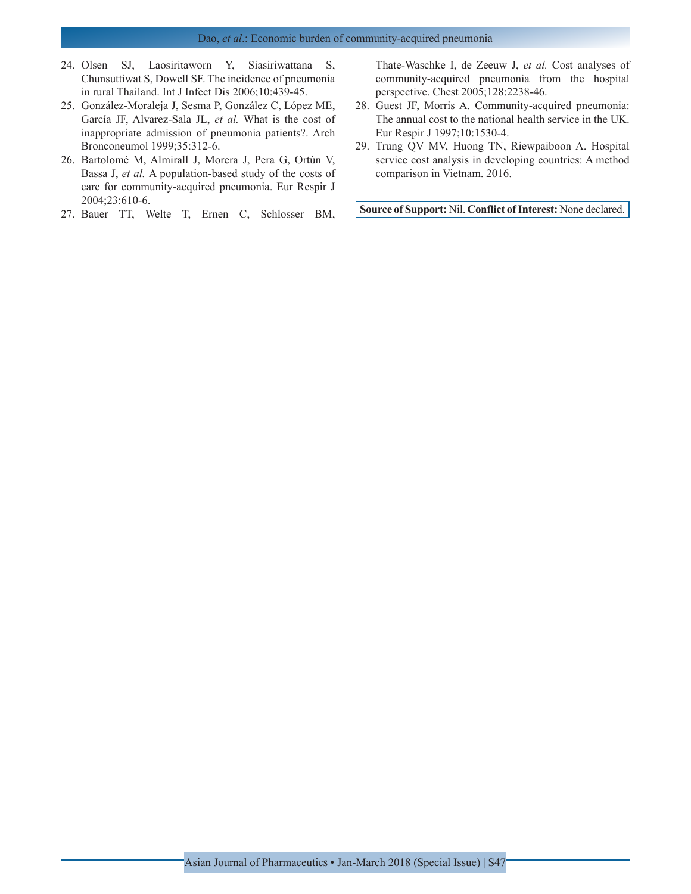24. Olsen SJ, Laosiritaworn Y, Siasiriwattana S, Chunsuttiwat S, Dowell SF. The incidence of pneumonia in rural Thailand. Int J Infect Dis 2006;10:439-45.
25. González-Moraleja J, Sesma P, González C, López ME, García JF, Alvarez-Sala JL, *et al.* What is the cost of inappropriate admission of pneumonia patients?. Arch Bronconeumol 1999;35:312-6.
26. Bartolomé M, Almirall J, Morera J, Pera G, Ortún V, Bassa J, *et al.* A population-based study of the costs of care for community-acquired pneumonia. Eur Respir J 2004;23:610-6.
27. Bauer TT, Welte T, Ernen C, Schlosser BM, Thate-Waschke I, de Zeeuw J, *et al.* Cost analyses of community-acquired pneumonia from the hospital perspective. Chest 2005;128:2238-46.
28. Guest JF, Morris A. Community-acquired pneumonia: The annual cost to the national health service in the UK. Eur Respir J 1997;10:1530-4.
29. Trung QV MV, Huong TN, Riewpaiboon A. Hospital service cost analysis in developing countries: A method comparison in Vietnam. 2016.

**Source of Support:** Nil. **Conflict of Interest:** None declared.